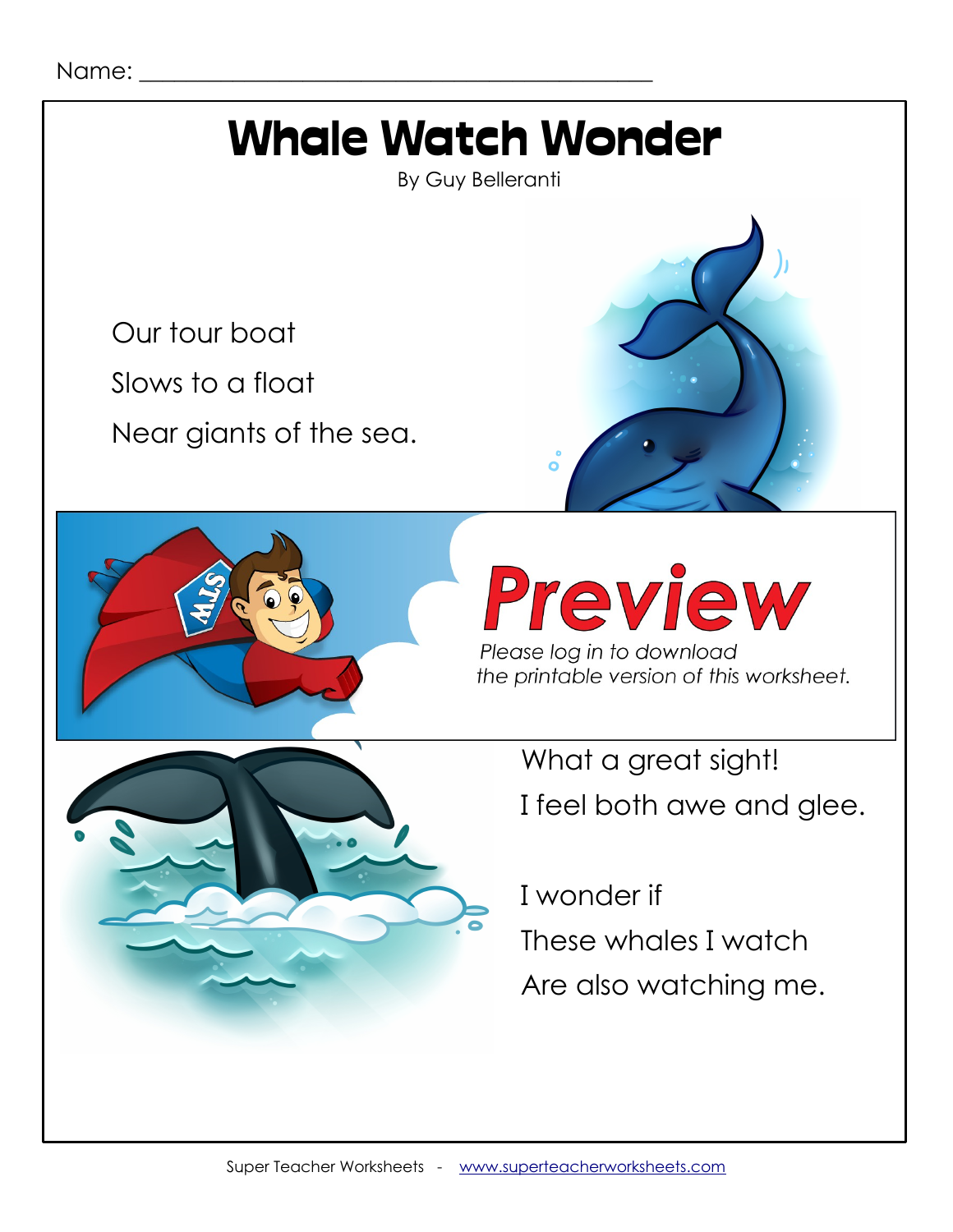Name: ___________________________________________

# Whale Watch Wonder

By Guy Belleranti

Our tour boat
Slows to a float
Near giants of the sea.

**Preview**

*Please log in to download the printable version of this worksheet.*

What a great sight!
I feel both awe and glee.

I wonder if
These whales I watch
Are also watching me.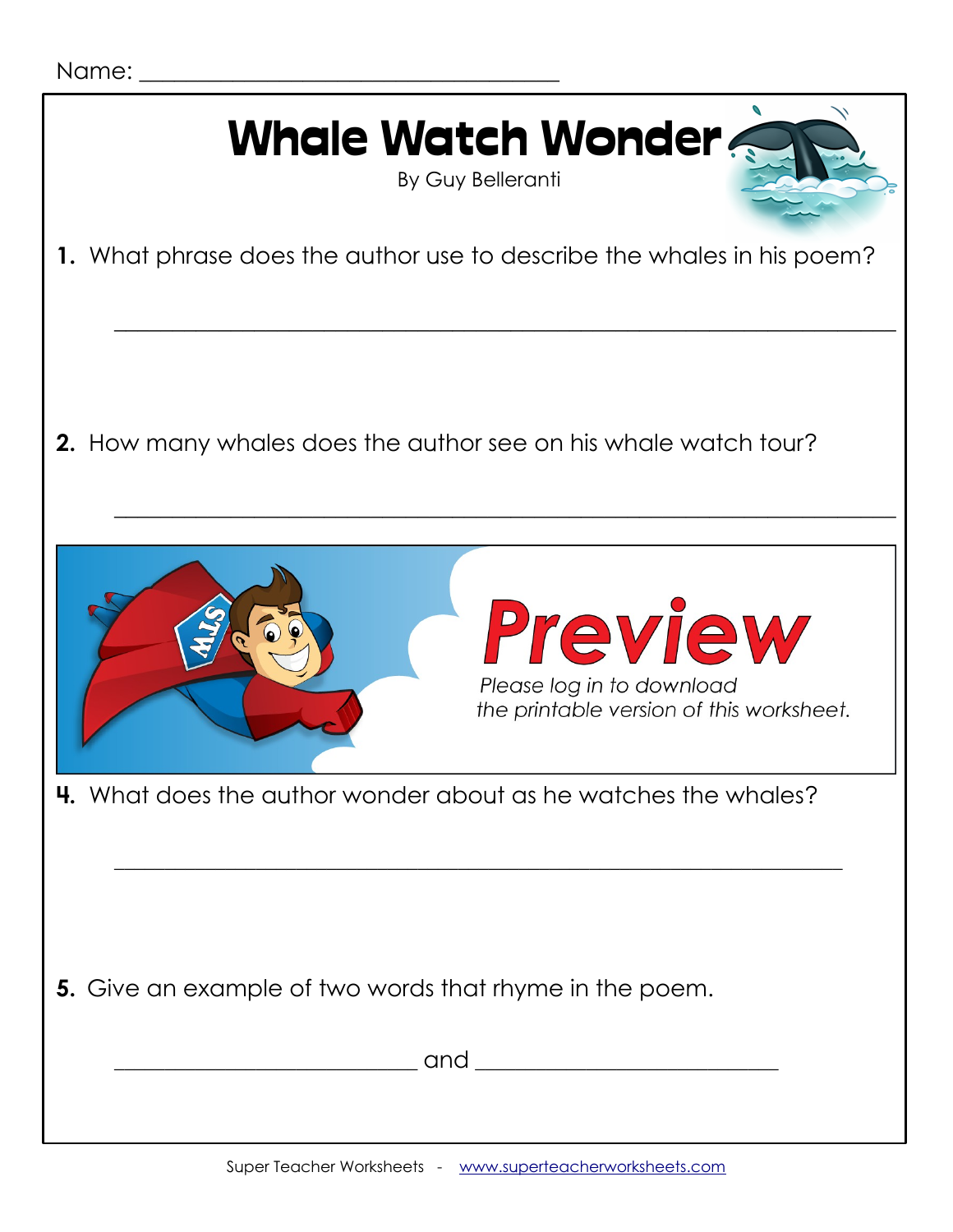Name: ___________________________________

# Whale Watch Wonder

By Guy Belleranti

**1.** What phrase does the author use to describe the whales in his poem?

_______________________________________________________________

**2.** How many whales does the author see on his whale watch tour?

_______________________________________________________________

**Preview**

*Please log in to download the printable version of this worksheet.*

**4.** What does the author wonder about as he watches the whales?

_______________________________________________________________

**5.** Give an example of two words that rhyme in the poem.

_________________________ and _________________________

Super Teacher Worksheets - www.superteacherworksheets.com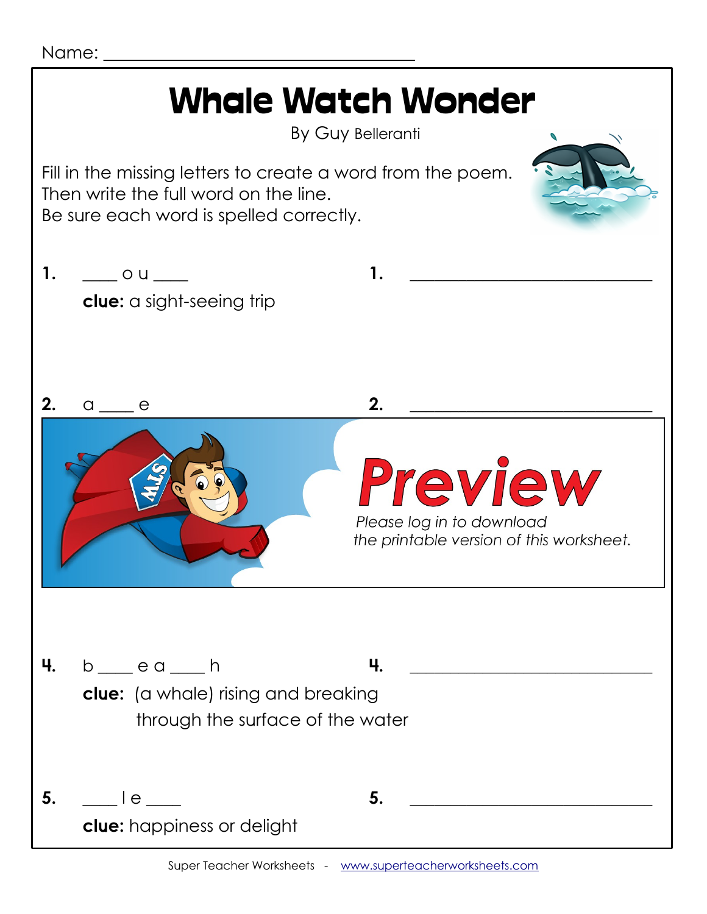Name: ______________________________

# Whale Watch Wonder

By Guy Belleranti

Fill in the missing letters to create a word from the poem.
Then write the full word on the line.
Be sure each word is spelled correctly.

**1.** ____ o u ____ **1.** ______________________________

**clue:** a sight-seeing trip

**2.** a ____ e **2.** ______________________________

*Preview*

*Please log in to download the printable version of this worksheet.*

**4.** b ____ e a ____ h **4.** ______________________________

**clue:** (a whale) rising and breaking through the surface of the water

**5.** ____ l e ____ **5.** ______________________________

**clue:** happiness or delight

Super Teacher Worksheets - www.superteacherworksheets.com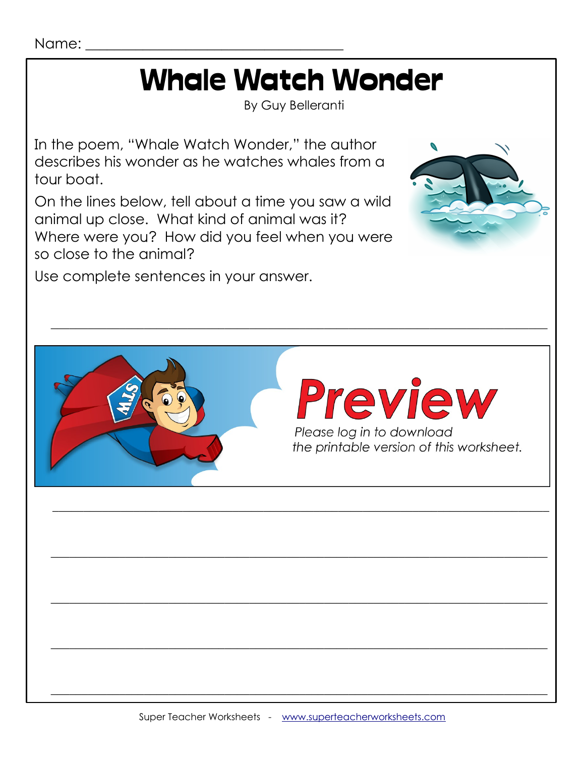Name: ___________________________________

# Whale Watch Wonder

By Guy Belleranti

In the poem, "Whale Watch Wonder," the author describes his wonder as he watches whales from a tour boat.

On the lines below, tell about a time you saw a wild animal up close. What kind of animal was it? Where were you? How did you feel when you were so close to the animal?

Use complete sentences in your answer.

_______________________________________________________________________

**Preview**

*Please log in to download the printable version of this worksheet.*

_______________________________________________________________________

_______________________________________________________________________

_______________________________________________________________________

_______________________________________________________________________

_______________________________________________________________________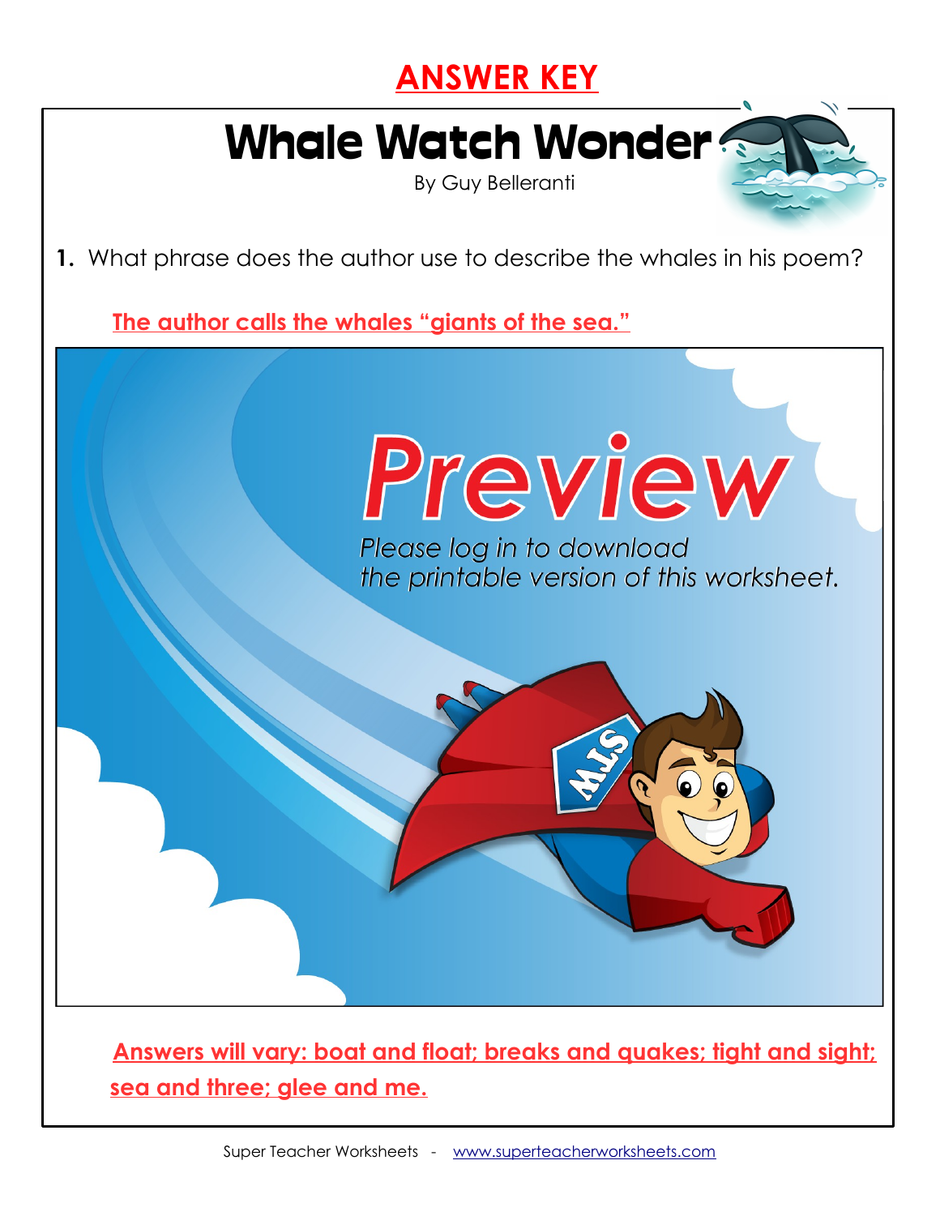# ANSWER KEY

## Whale Watch Wonder

By Guy Belleranti

**1.** What phrase does the author use to describe the whales in his poem?

The author calls the whales "giants of the sea."

Answers will vary: boat and float; breaks and quakes; tight and sight; sea and three; glee and me.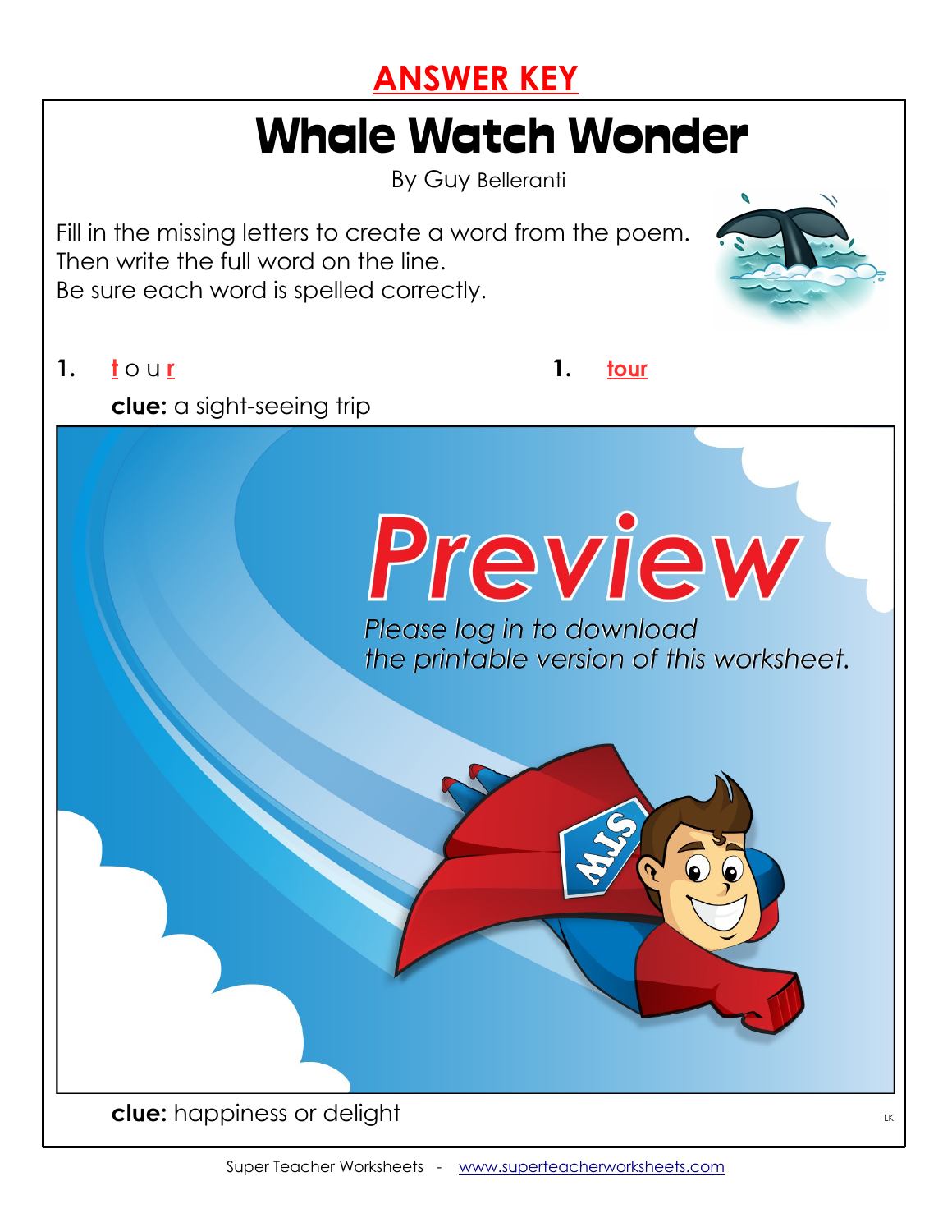**ANSWER KEY**

# Whale Watch Wonder

By Guy Belleranti

Fill in the missing letters to create a word from the poem.
Then write the full word on the line.
Be sure each word is spelled correctly.

1. t o u r — 1. tour

**clue:** a sight-seeing trip

Preview

*Please log in to download the printable version of this worksheet.*

**clue:** happiness or delight